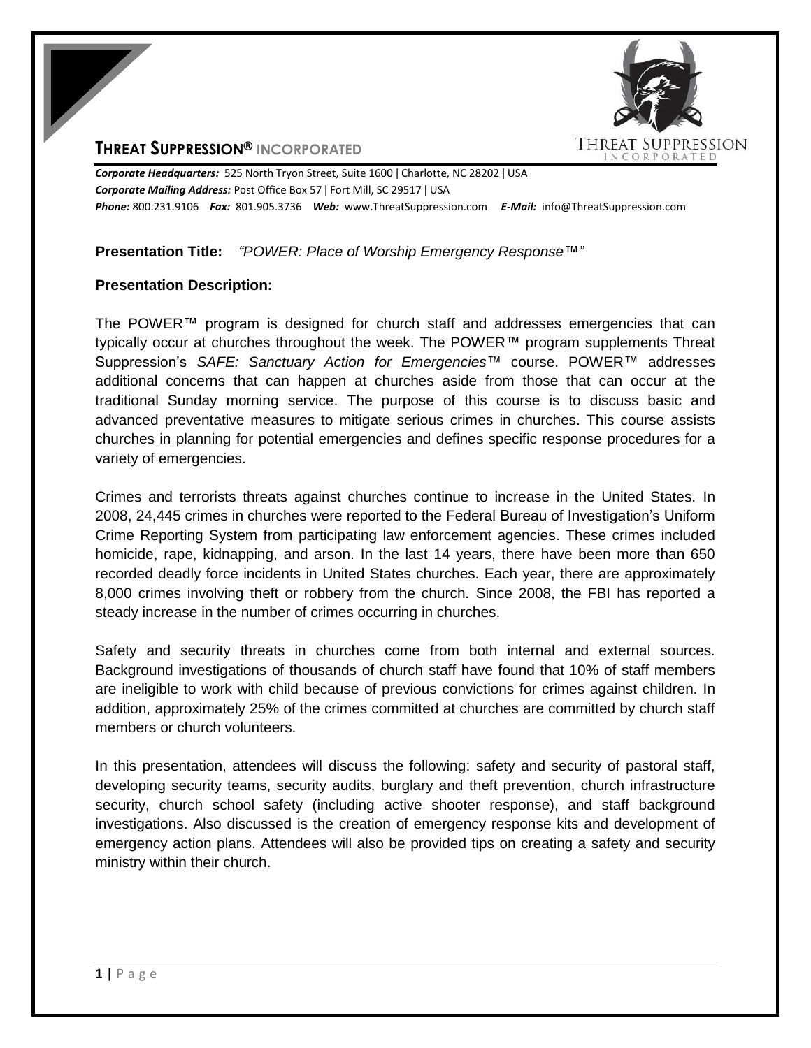## THREAT SUPPRESSION® INCORPORATED

***Corporate Headquarters:*** 525 North Tryon Street, Suite 1600 | Charlotte, NC 28202 | USA
***Corporate Mailing Address:*** Post Office Box 57 | Fort Mill, SC 29517 | USA
***Phone:*** 800.231.9106 ***Fax:*** 801.905.3736 ***Web:*** www.ThreatSuppression.com ***E-Mail:*** info@ThreatSuppression.com

**Presentation Title:** *"POWER: Place of Worship Emergency Response™"*

**Presentation Description:**

The POWER™ program is designed for church staff and addresses emergencies that can typically occur at churches throughout the week. The POWER™ program supplements Threat Suppression's *SAFE: Sanctuary Action for Emergencies™* course. POWER™ addresses additional concerns that can happen at churches aside from those that can occur at the traditional Sunday morning service. The purpose of this course is to discuss basic and advanced preventative measures to mitigate serious crimes in churches. This course assists churches in planning for potential emergencies and defines specific response procedures for a variety of emergencies.

Crimes and terrorists threats against churches continue to increase in the United States. In 2008, 24,445 crimes in churches were reported to the Federal Bureau of Investigation's Uniform Crime Reporting System from participating law enforcement agencies. These crimes included homicide, rape, kidnapping, and arson. In the last 14 years, there have been more than 650 recorded deadly force incidents in United States churches. Each year, there are approximately 8,000 crimes involving theft or robbery from the church. Since 2008, the FBI has reported a steady increase in the number of crimes occurring in churches.

Safety and security threats in churches come from both internal and external sources. Background investigations of thousands of church staff have found that 10% of staff members are ineligible to work with child because of previous convictions for crimes against children. In addition, approximately 25% of the crimes committed at churches are committed by church staff members or church volunteers.

In this presentation, attendees will discuss the following: safety and security of pastoral staff, developing security teams, security audits, burglary and theft prevention, church infrastructure security, church school safety (including active shooter response), and staff background investigations. Also discussed is the creation of emergency response kits and development of emergency action plans. Attendees will also be provided tips on creating a safety and security ministry within their church.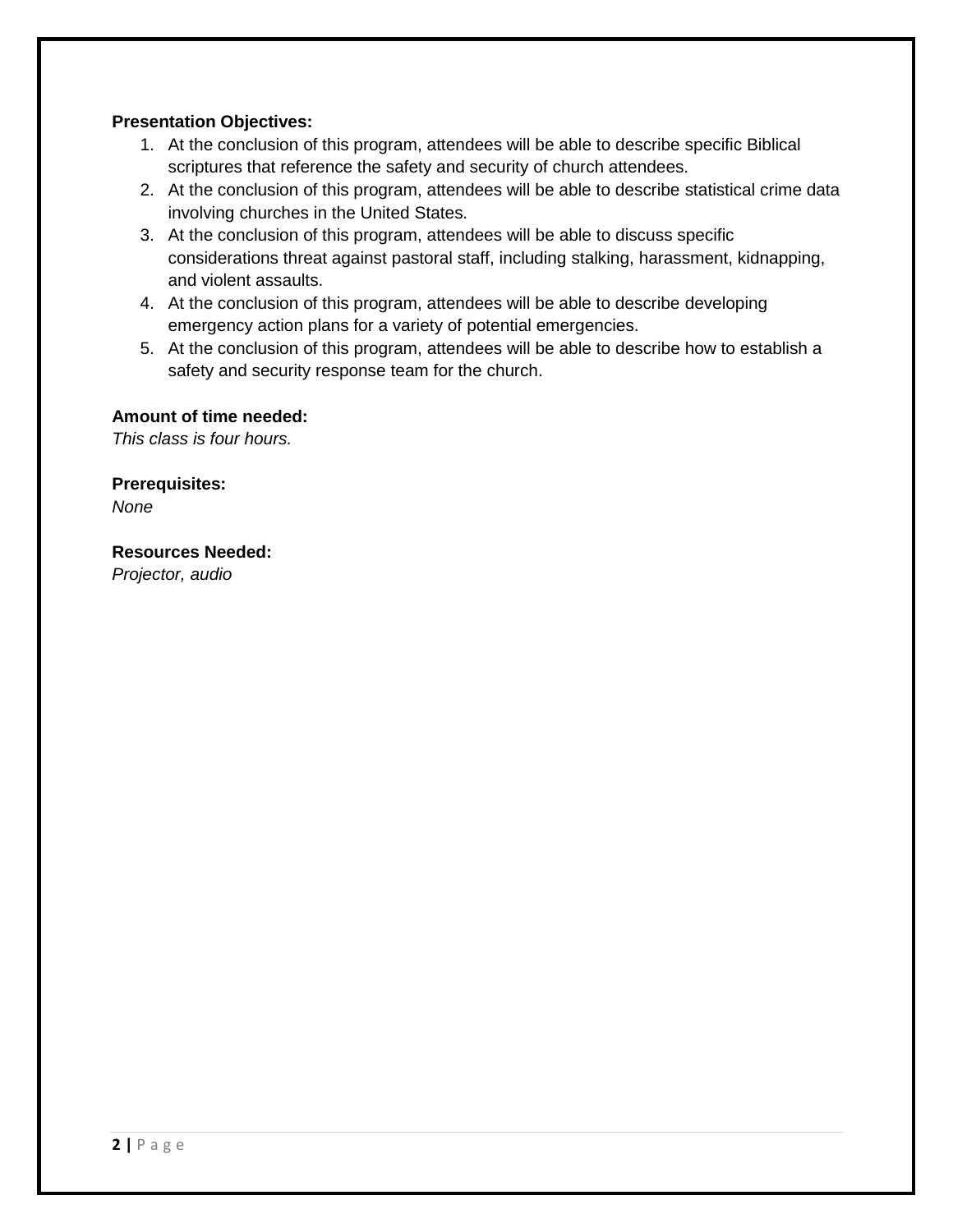**Presentation Objectives:**

1. At the conclusion of this program, attendees will be able to describe specific Biblical scriptures that reference the safety and security of church attendees.
2. At the conclusion of this program, attendees will be able to describe statistical crime data involving churches in the United States.
3. At the conclusion of this program, attendees will be able to discuss specific considerations threat against pastoral staff, including stalking, harassment, kidnapping, and violent assaults.
4. At the conclusion of this program, attendees will be able to describe developing emergency action plans for a variety of potential emergencies.
5. At the conclusion of this program, attendees will be able to describe how to establish a safety and security response team for the church.

**Amount of time needed:**
*This class is four hours.*

**Prerequisites:**
*None*

**Resources Needed:**
*Projector, audio*